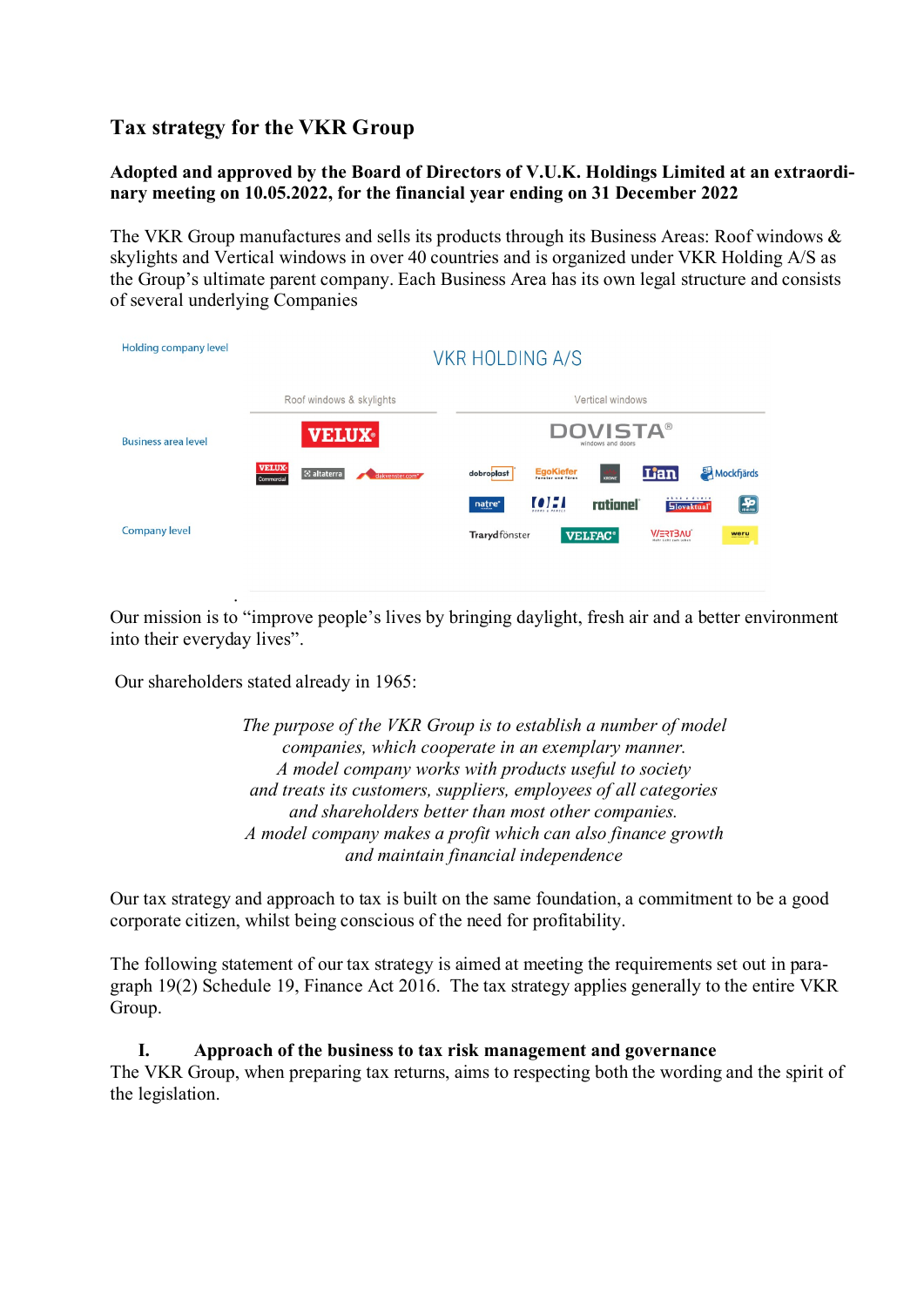# Tax strategy for the VKR Group

**Adopted and approved by the Board of Directors of V.U.K. Holdings Limited at an extraordinary meeting on 10.05.2022, for the financial year ending on 31 December 2022**

The VKR Group manufactures and sells its products through its Business Areas: Roof windows & skylights and Vertical windows in over 40 countries and is organized under VKR Holding A/S as the Group's ultimate parent company. Each Business Area has its own legal structure and consists of several underlying Companies

Holding company level

VKR HOLDING A/S

Business area level

Roof windows & skylights: VELUX

Vertical windows: DOVISTA

Company level

Our mission is to "improve people's lives by bringing daylight, fresh air and a better environment into their everyday lives".

Our shareholders stated already in 1965:

*The purpose of the VKR Group is to establish a number of model companies, which cooperate in an exemplary manner.*
*A model company works with products useful to society and treats its customers, suppliers, employees of all categories and shareholders better than most other companies.*
*A model company makes a profit which can also finance growth and maintain financial independence*

Our tax strategy and approach to tax is built on the same foundation, a commitment to be a good corporate citizen, whilst being conscious of the need for profitability.

The following statement of our tax strategy is aimed at meeting the requirements set out in paragraph 19(2) Schedule 19, Finance Act 2016. The tax strategy applies generally to the entire VKR Group.

## I. Approach of the business to tax risk management and governance

The VKR Group, when preparing tax returns, aims to respecting both the wording and the spirit of the legislation.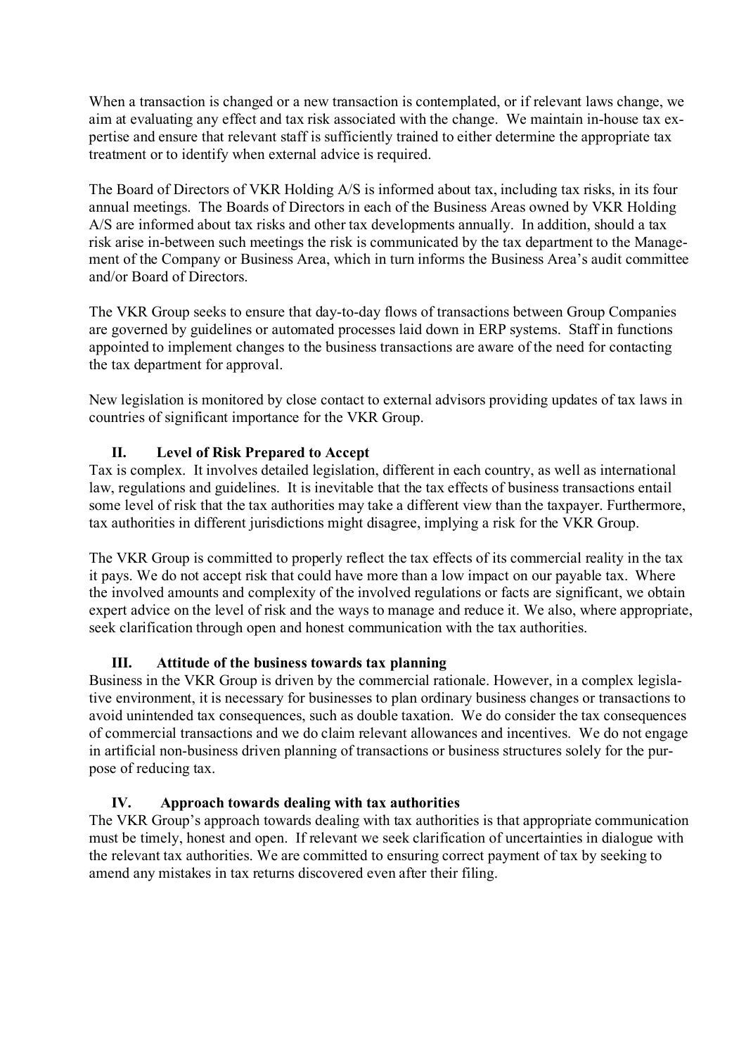When a transaction is changed or a new transaction is contemplated, or if relevant laws change, we aim at evaluating any effect and tax risk associated with the change. We maintain in-house tax expertise and ensure that relevant staff is sufficiently trained to either determine the appropriate tax treatment or to identify when external advice is required.

The Board of Directors of VKR Holding A/S is informed about tax, including tax risks, in its four annual meetings. The Boards of Directors in each of the Business Areas owned by VKR Holding A/S are informed about tax risks and other tax developments annually. In addition, should a tax risk arise in-between such meetings the risk is communicated by the tax department to the Management of the Company or Business Area, which in turn informs the Business Area's audit committee and/or Board of Directors.

The VKR Group seeks to ensure that day-to-day flows of transactions between Group Companies are governed by guidelines or automated processes laid down in ERP systems. Staff in functions appointed to implement changes to the business transactions are aware of the need for contacting the tax department for approval.

New legislation is monitored by close contact to external advisors providing updates of tax laws in countries of significant importance for the VKR Group.

### II. Level of Risk Prepared to Accept

Tax is complex. It involves detailed legislation, different in each country, as well as international law, regulations and guidelines. It is inevitable that the tax effects of business transactions entail some level of risk that the tax authorities may take a different view than the taxpayer. Furthermore, tax authorities in different jurisdictions might disagree, implying a risk for the VKR Group.

The VKR Group is committed to properly reflect the tax effects of its commercial reality in the tax it pays. We do not accept risk that could have more than a low impact on our payable tax. Where the involved amounts and complexity of the involved regulations or facts are significant, we obtain expert advice on the level of risk and the ways to manage and reduce it. We also, where appropriate, seek clarification through open and honest communication with the tax authorities.

### III. Attitude of the business towards tax planning

Business in the VKR Group is driven by the commercial rationale. However, in a complex legislative environment, it is necessary for businesses to plan ordinary business changes or transactions to avoid unintended tax consequences, such as double taxation. We do consider the tax consequences of commercial transactions and we do claim relevant allowances and incentives. We do not engage in artificial non-business driven planning of transactions or business structures solely for the purpose of reducing tax.

### IV. Approach towards dealing with tax authorities

The VKR Group's approach towards dealing with tax authorities is that appropriate communication must be timely, honest and open. If relevant we seek clarification of uncertainties in dialogue with the relevant tax authorities. We are committed to ensuring correct payment of tax by seeking to amend any mistakes in tax returns discovered even after their filing.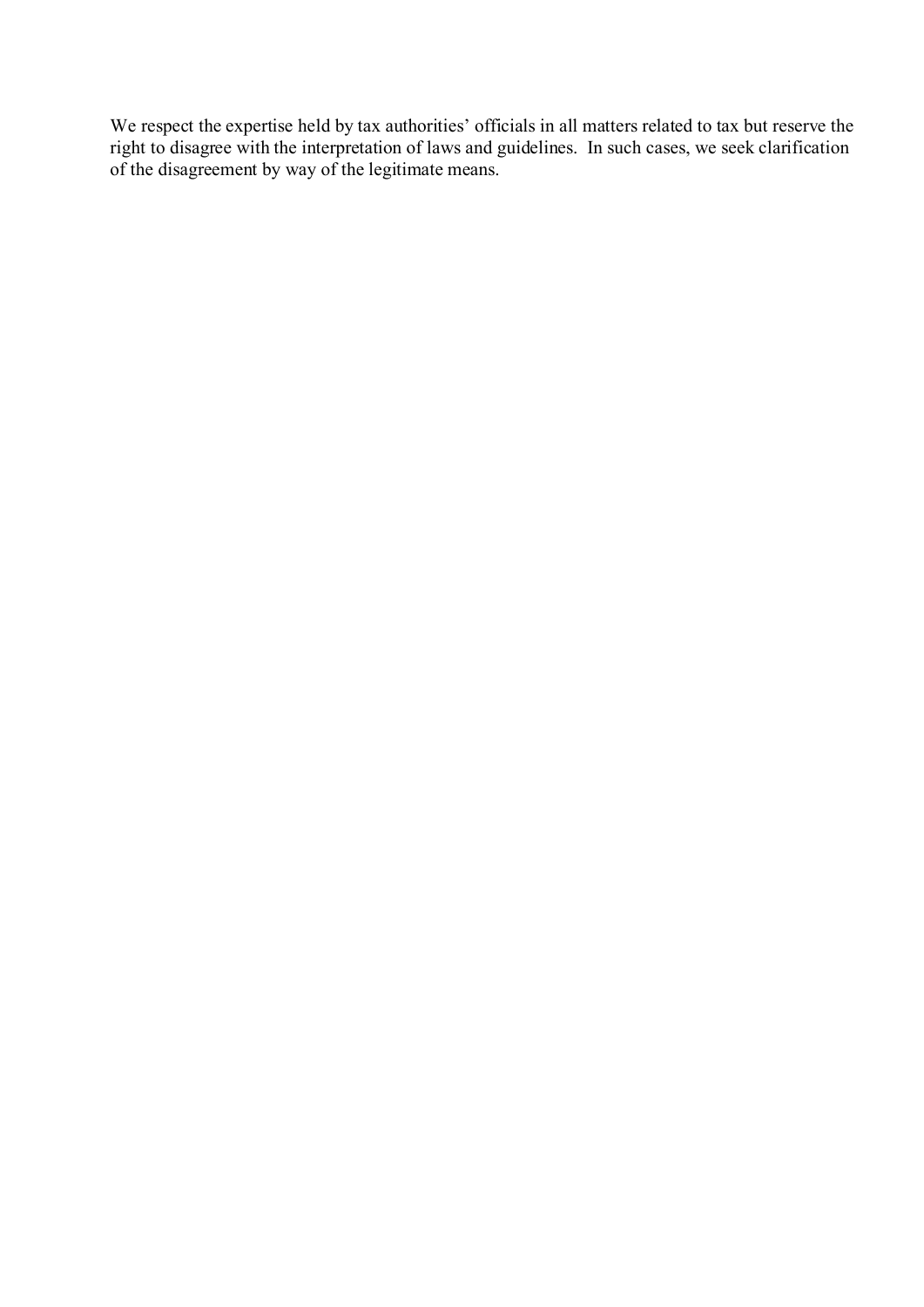We respect the expertise held by tax authorities' officials in all matters related to tax but reserve the right to disagree with the interpretation of laws and guidelines. In such cases, we seek clarification of the disagreement by way of the legitimate means.